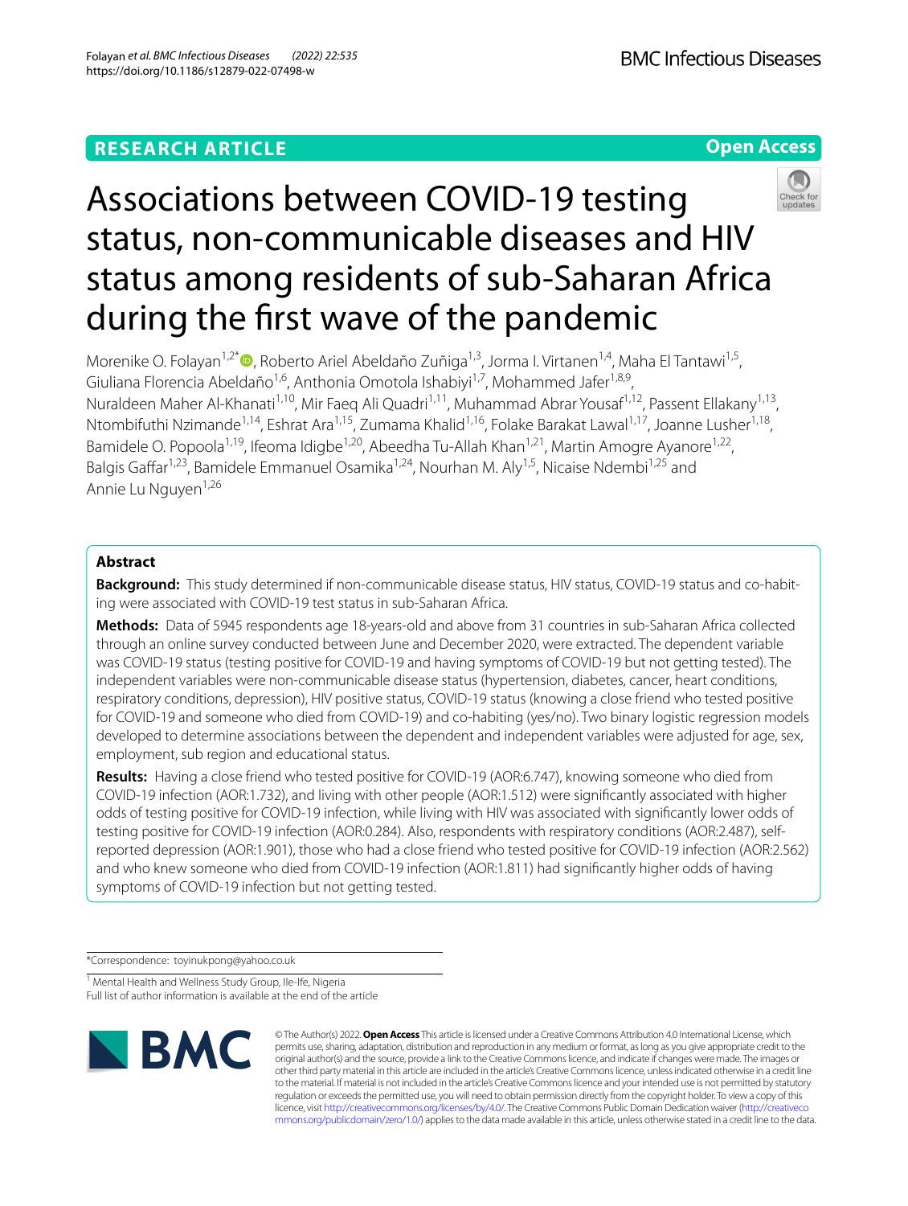RESEARCH ARTICLE

Open Access

# Associations between COVID-19 testing status, non-communicable diseases and HIV status among residents of sub-Saharan Africa during the first wave of the pandemic

Morenike O. Folayan[1,2*], Roberto Ariel Abeldaño Zuñiga[1,3], Jorma I. Virtanen[1,4], Maha El Tantawi[1,5], Giuliana Florencia Abeldaño[1,6], Anthonia Omotola Ishabiyi[1,7], Mohammed Jafer[1,8,9], Nuraldeen Maher Al-Khanati[1,10], Mir Faeq Ali Quadri[1,11], Muhammad Abrar Yousaf[1,12], Passent Ellakany[1,13], Ntombifuthi Nzimande[1,14], Eshrat Ara[1,15], Zumama Khalid[1,16], Folake Barakat Lawal[1,17], Joanne Lusher[1,18], Bamidele O. Popoola[1,19], Ifeoma Idigbe[1,20], Abeedha Tu-Allah Khan[1,21], Martin Amogre Ayanore[1,22], Balgis Gaffar[1,23], Bamidele Emmanuel Osamika[1,24], Nourhan M. Aly[1,5], Nicaise Ndembi[1,25] and Annie Lu Nguyen[1,26]

## Abstract

**Background:** This study determined if non-communicable disease status, HIV status, COVID-19 status and co-habiting were associated with COVID-19 test status in sub-Saharan Africa.

**Methods:** Data of 5945 respondents age 18-years-old and above from 31 countries in sub-Saharan Africa collected through an online survey conducted between June and December 2020, were extracted. The dependent variable was COVID-19 status (testing positive for COVID-19 and having symptoms of COVID-19 but not getting tested). The independent variables were non-communicable disease status (hypertension, diabetes, cancer, heart conditions, respiratory conditions, depression), HIV positive status, COVID-19 status (knowing a close friend who tested positive for COVID-19 and someone who died from COVID-19) and co-habiting (yes/no). Two binary logistic regression models developed to determine associations between the dependent and independent variables were adjusted for age, sex, employment, sub region and educational status.

**Results:** Having a close friend who tested positive for COVID-19 (AOR:6.747), knowing someone who died from COVID-19 infection (AOR:1.732), and living with other people (AOR:1.512) were significantly associated with higher odds of testing positive for COVID-19 infection, while living with HIV was associated with significantly lower odds of testing positive for COVID-19 infection (AOR:0.284). Also, respondents with respiratory conditions (AOR:2.487), self-reported depression (AOR:1.901), those who had a close friend who tested positive for COVID-19 infection (AOR:2.562) and who knew someone who died from COVID-19 infection (AOR:1.811) had significantly higher odds of having symptoms of COVID-19 infection but not getting tested.

*Correspondence: toyinukpong@yahoo.co.uk

[1] Mental Health and Wellness Study Group, Ile-Ife, Nigeria

Full list of author information is available at the end of the article

© The Author(s) 2022. **Open Access** This article is licensed under a Creative Commons Attribution 4.0 International License, which permits use, sharing, adaptation, distribution and reproduction in any medium or format, as long as you give appropriate credit to the original author(s) and the source, provide a link to the Creative Commons licence, and indicate if changes were made. The images or other third party material in this article are included in the article's Creative Commons licence, unless indicated otherwise in a credit line to the material. If material is not included in the article's Creative Commons licence and your intended use is not permitted by statutory regulation or exceeds the permitted use, you will need to obtain permission directly from the copyright holder. To view a copy of this licence, visit http://creativecommons.org/licenses/by/4.0/. The Creative Commons Public Domain Dedication waiver (http://creativecommons.org/publicdomain/zero/1.0/) applies to the data made available in this article, unless otherwise stated in a credit line to the data.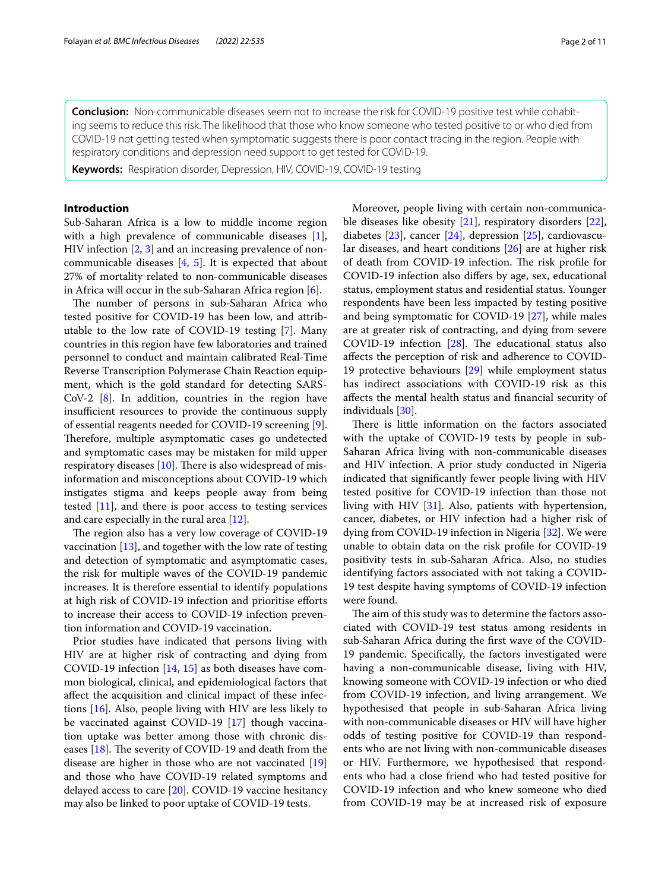**Conclusion:** Non-communicable diseases seem not to increase the risk for COVID-19 positive test while cohabiting seems to reduce this risk. The likelihood that those who know someone who tested positive to or who died from COVID-19 not getting tested when symptomatic suggests there is poor contact tracing in the region. People with respiratory conditions and depression need support to get tested for COVID-19.

**Keywords:** Respiration disorder, Depression, HIV, COVID-19, COVID-19 testing

## Introduction

Sub-Saharan Africa is a low to middle income region with a high prevalence of communicable diseases [1], HIV infection [2, 3] and an increasing prevalence of non-communicable diseases [4, 5]. It is expected that about 27% of mortality related to non-communicable diseases in Africa will occur in the sub-Saharan Africa region [6].

The number of persons in sub-Saharan Africa who tested positive for COVID-19 has been low, and attributable to the low rate of COVID-19 testing [7]. Many countries in this region have few laboratories and trained personnel to conduct and maintain calibrated Real-Time Reverse Transcription Polymerase Chain Reaction equipment, which is the gold standard for detecting SARS-CoV-2 [8]. In addition, countries in the region have insufficient resources to provide the continuous supply of essential reagents needed for COVID-19 screening [9]. Therefore, multiple asymptomatic cases go undetected and symptomatic cases may be mistaken for mild upper respiratory diseases [10]. There is also widespread of misinformation and misconceptions about COVID-19 which instigates stigma and keeps people away from being tested [11], and there is poor access to testing services and care especially in the rural area [12].

The region also has a very low coverage of COVID-19 vaccination [13], and together with the low rate of testing and detection of symptomatic and asymptomatic cases, the risk for multiple waves of the COVID-19 pandemic increases. It is therefore essential to identify populations at high risk of COVID-19 infection and prioritise efforts to increase their access to COVID-19 infection prevention information and COVID-19 vaccination.

Prior studies have indicated that persons living with HIV are at higher risk of contracting and dying from COVID-19 infection [14, 15] as both diseases have common biological, clinical, and epidemiological factors that affect the acquisition and clinical impact of these infections [16]. Also, people living with HIV are less likely to be vaccinated against COVID-19 [17] though vaccination uptake was better among those with chronic diseases [18]. The severity of COVID-19 and death from the disease are higher in those who are not vaccinated [19] and those who have COVID-19 related symptoms and delayed access to care [20]. COVID-19 vaccine hesitancy may also be linked to poor uptake of COVID-19 tests.

Moreover, people living with certain non-communicable diseases like obesity [21], respiratory disorders [22], diabetes [23], cancer [24], depression [25], cardiovascular diseases, and heart conditions [26] are at higher risk of death from COVID-19 infection. The risk profile for COVID-19 infection also differs by age, sex, educational status, employment status and residential status. Younger respondents have been less impacted by testing positive and being symptomatic for COVID-19 [27], while males are at greater risk of contracting, and dying from severe COVID-19 infection [28]. The educational status also affects the perception of risk and adherence to COVID-19 protective behaviours [29] while employment status has indirect associations with COVID-19 risk as this affects the mental health status and financial security of individuals [30].

There is little information on the factors associated with the uptake of COVID-19 tests by people in sub-Saharan Africa living with non-communicable diseases and HIV infection. A prior study conducted in Nigeria indicated that significantly fewer people living with HIV tested positive for COVID-19 infection than those not living with HIV [31]. Also, patients with hypertension, cancer, diabetes, or HIV infection had a higher risk of dying from COVID-19 infection in Nigeria [32]. We were unable to obtain data on the risk profile for COVID-19 positivity tests in sub-Saharan Africa. Also, no studies identifying factors associated with not taking a COVID-19 test despite having symptoms of COVID-19 infection were found.

The aim of this study was to determine the factors associated with COVID-19 test status among residents in sub-Saharan Africa during the first wave of the COVID-19 pandemic. Specifically, the factors investigated were having a non-communicable disease, living with HIV, knowing someone with COVID-19 infection or who died from COVID-19 infection, and living arrangement. We hypothesised that people in sub-Saharan Africa living with non-communicable diseases or HIV will have higher odds of testing positive for COVID-19 than respondents who are not living with non-communicable diseases or HIV. Furthermore, we hypothesised that respondents who had a close friend who had tested positive for COVID-19 infection and who knew someone who died from COVID-19 may be at increased risk of exposure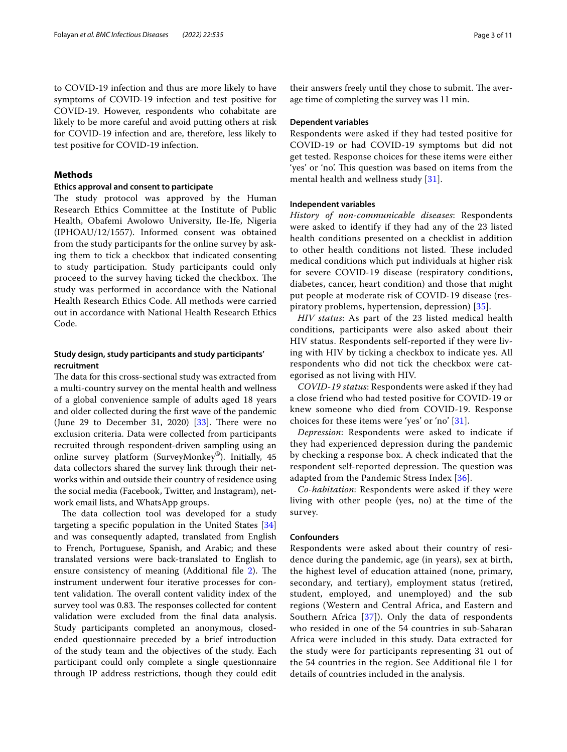to COVID-19 infection and thus are more likely to have symptoms of COVID-19 infection and test positive for COVID-19. However, respondents who cohabitate are likely to be more careful and avoid putting others at risk for COVID-19 infection and are, therefore, less likely to test positive for COVID-19 infection.

## Methods

### Ethics approval and consent to participate

The study protocol was approved by the Human Research Ethics Committee at the Institute of Public Health, Obafemi Awolowo University, Ile-Ife, Nigeria (IPHOAU/12/1557). Informed consent was obtained from the study participants for the online survey by asking them to tick a checkbox that indicated consenting to study participation. Study participants could only proceed to the survey having ticked the checkbox. The study was performed in accordance with the National Health Research Ethics Code. All methods were carried out in accordance with National Health Research Ethics Code.

### Study design, study participants and study participants' recruitment

The data for this cross-sectional study was extracted from a multi-country survey on the mental health and wellness of a global convenience sample of adults aged 18 years and older collected during the first wave of the pandemic (June 29 to December 31, 2020) [33]. There were no exclusion criteria. Data were collected from participants recruited through respondent-driven sampling using an online survey platform (SurveyMonkey®). Initially, 45 data collectors shared the survey link through their networks within and outside their country of residence using the social media (Facebook, Twitter, and Instagram), network email lists, and WhatsApp groups.

The data collection tool was developed for a study targeting a specific population in the United States [34] and was consequently adapted, translated from English to French, Portuguese, Spanish, and Arabic; and these translated versions were back-translated to English to ensure consistency of meaning (Additional file 2). The instrument underwent four iterative processes for content validation. The overall content validity index of the survey tool was 0.83. The responses collected for content validation were excluded from the final data analysis. Study participants completed an anonymous, closed-ended questionnaire preceded by a brief introduction of the study team and the objectives of the study. Each participant could only complete a single questionnaire through IP address restrictions, though they could edit their answers freely until they chose to submit. The average time of completing the survey was 11 min.

### Dependent variables

Respondents were asked if they had tested positive for COVID-19 or had COVID-19 symptoms but did not get tested. Response choices for these items were either 'yes' or 'no'. This question was based on items from the mental health and wellness study [31].

### Independent variables

*History of non-communicable diseases*: Respondents were asked to identify if they had any of the 23 listed health conditions presented on a checklist in addition to other health conditions not listed. These included medical conditions which put individuals at higher risk for severe COVID-19 disease (respiratory conditions, diabetes, cancer, heart condition) and those that might put people at moderate risk of COVID-19 disease (respiratory problems, hypertension, depression) [35].

*HIV status*: As part of the 23 listed medical health conditions, participants were also asked about their HIV status. Respondents self-reported if they were living with HIV by ticking a checkbox to indicate yes. All respondents who did not tick the checkbox were categorised as not living with HIV.

*COVID-19 status*: Respondents were asked if they had a close friend who had tested positive for COVID-19 or knew someone who died from COVID-19. Response choices for these items were 'yes' or 'no' [31].

*Depression*: Respondents were asked to indicate if they had experienced depression during the pandemic by checking a response box. A check indicated that the respondent self-reported depression. The question was adapted from the Pandemic Stress Index [36].

*Co-habitation*: Respondents were asked if they were living with other people (yes, no) at the time of the survey.

### Confounders

Respondents were asked about their country of residence during the pandemic, age (in years), sex at birth, the highest level of education attained (none, primary, secondary, and tertiary), employment status (retired, student, employed, and unemployed) and the sub regions (Western and Central Africa, and Eastern and Southern Africa [37]). Only the data of respondents who resided in one of the 54 countries in sub-Saharan Africa were included in this study. Data extracted for the study were for participants representing 31 out of the 54 countries in the region. See Additional file 1 for details of countries included in the analysis.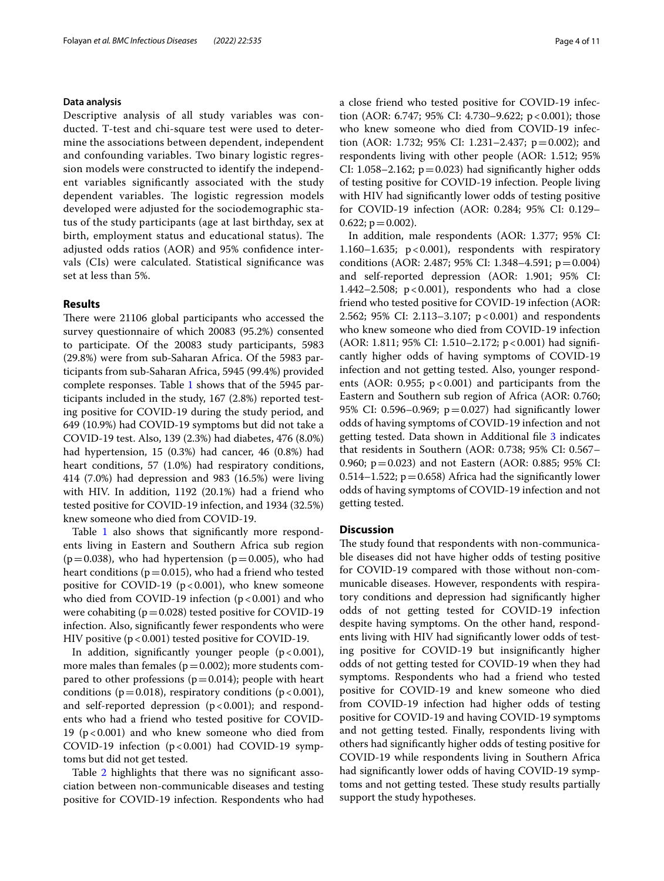### Data analysis

Descriptive analysis of all study variables was conducted. T-test and chi-square test were used to determine the associations between dependent, independent and confounding variables. Two binary logistic regression models were constructed to identify the independent variables significantly associated with the study dependent variables. The logistic regression models developed were adjusted for the sociodemographic status of the study participants (age at last birthday, sex at birth, employment status and educational status). The adjusted odds ratios (AOR) and 95% confidence intervals (CIs) were calculated. Statistical significance was set at less than 5%.

## Results

There were 21106 global participants who accessed the survey questionnaire of which 20083 (95.2%) consented to participate. Of the 20083 study participants, 5983 (29.8%) were from sub-Saharan Africa. Of the 5983 participants from sub-Saharan Africa, 5945 (99.4%) provided complete responses. Table 1 shows that of the 5945 participants included in the study, 167 (2.8%) reported testing positive for COVID-19 during the study period, and 649 (10.9%) had COVID-19 symptoms but did not take a COVID-19 test. Also, 139 (2.3%) had diabetes, 476 (8.0%) had hypertension, 15 (0.3%) had cancer, 46 (0.8%) had heart conditions, 57 (1.0%) had respiratory conditions, 414 (7.0%) had depression and 983 (16.5%) were living with HIV. In addition, 1192 (20.1%) had a friend who tested positive for COVID-19 infection, and 1934 (32.5%) knew someone who died from COVID-19.

Table 1 also shows that significantly more respondents living in Eastern and Southern Africa sub region ($p=0.038$), who had hypertension ($p=0.005$), who had heart conditions ($p=0.015$), who had a friend who tested positive for COVID-19 ($p<0.001$), who knew someone who died from COVID-19 infection ($p<0.001$) and who were cohabiting ($p=0.028$) tested positive for COVID-19 infection. Also, significantly fewer respondents who were HIV positive ($p<0.001$) tested positive for COVID-19.

In addition, significantly younger people ($p<0.001$), more males than females ($p=0.002$); more students compared to other professions ($p=0.014$); people with heart conditions ($p=0.018$), respiratory conditions ($p<0.001$), and self-reported depression ($p<0.001$); and respondents who had a friend who tested positive for COVID-19 ($p<0.001$) and who knew someone who died from COVID-19 infection ($p<0.001$) had COVID-19 symptoms but did not get tested.

Table 2 highlights that there was no significant association between non-communicable diseases and testing positive for COVID-19 infection. Respondents who had a close friend who tested positive for COVID-19 infection (AOR: 6.747; 95% CI: 4.730–9.622; $p<0.001$); those who knew someone who died from COVID-19 infection (AOR: 1.732; 95% CI: 1.231–2.437; $p=0.002$); and respondents living with other people (AOR: 1.512; 95% CI: 1.058–2.162; $p=0.023$) had significantly higher odds of testing positive for COVID-19 infection. People living with HIV had significantly lower odds of testing positive for COVID-19 infection (AOR: 0.284; 95% CI: 0.129–0.622; $p=0.002$).

In addition, male respondents (AOR: 1.377; 95% CI: 1.160–1.635; $p<0.001$), respondents with respiratory conditions (AOR: 2.487; 95% CI: 1.348–4.591; $p=0.004$) and self-reported depression (AOR: 1.901; 95% CI: 1.442–2.508; $p<0.001$), respondents who had a close friend who tested positive for COVID-19 infection (AOR: 2.562; 95% CI: 2.113–3.107; $p<0.001$) and respondents who knew someone who died from COVID-19 infection (AOR: 1.811; 95% CI: 1.510–2.172; $p<0.001$) had significantly higher odds of having symptoms of COVID-19 infection and not getting tested. Also, younger respondents (AOR: 0.955; $p<0.001$) and participants from the Eastern and Southern sub region of Africa (AOR: 0.760; 95% CI: 0.596–0.969; $p=0.027$) had significantly lower odds of having symptoms of COVID-19 infection and not getting tested. Data shown in Additional file 3 indicates that residents in Southern (AOR: 0.738; 95% CI: 0.567–0.960; $p=0.023$) and not Eastern (AOR: 0.885; 95% CI: 0.514–1.522; $p=0.658$) Africa had the significantly lower odds of having symptoms of COVID-19 infection and not getting tested.

## Discussion

The study found that respondents with non-communicable diseases did not have higher odds of testing positive for COVID-19 compared with those without non-communicable diseases. However, respondents with respiratory conditions and depression had significantly higher odds of not getting tested for COVID-19 infection despite having symptoms. On the other hand, respondents living with HIV had significantly lower odds of testing positive for COVID-19 but insignificantly higher odds of not getting tested for COVID-19 when they had symptoms. Respondents who had a friend who tested positive for COVID-19 and knew someone who died from COVID-19 infection had higher odds of testing positive for COVID-19 and having COVID-19 symptoms and not getting tested. Finally, respondents living with others had significantly higher odds of testing positive for COVID-19 while respondents living in Southern Africa had significantly lower odds of having COVID-19 symptoms and not getting tested. These study results partially support the study hypotheses.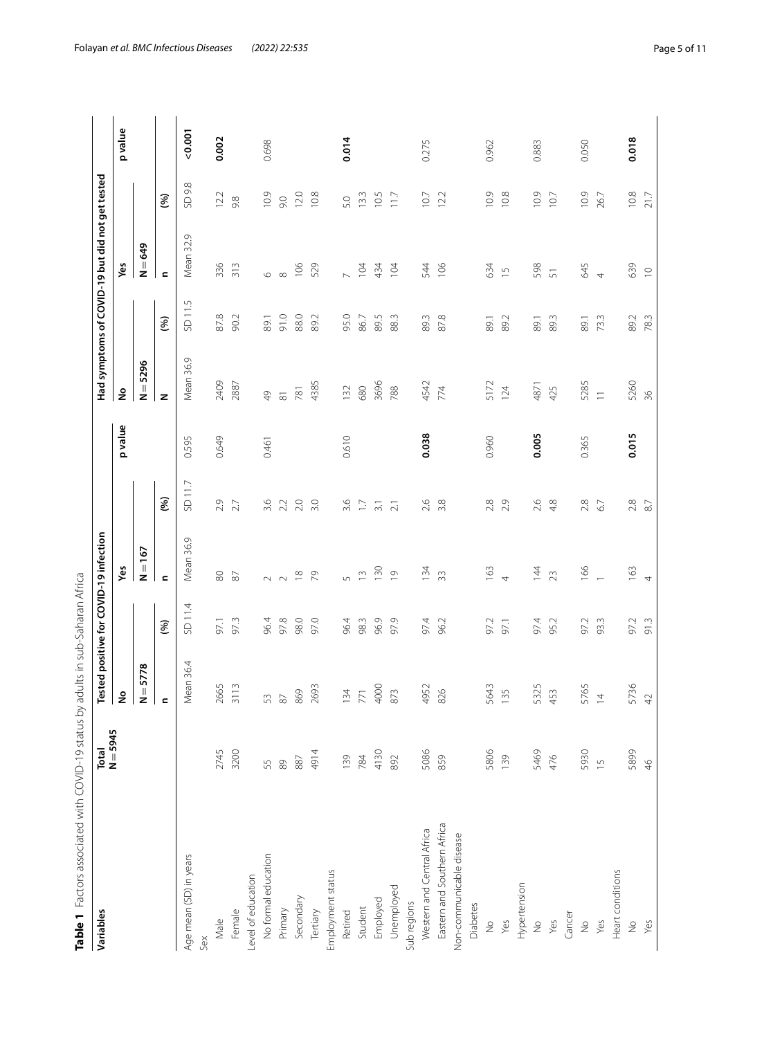**Table 1** Factors associated with COVID-19 status by adults in sub-Saharan Africa

| Variables | Total N = 5945 | Tested positive for COVID-19 infection | | | | | Had symptoms of COVID-19 but did not get tested | | | | |
|---|---|---|---|---|---|---|---|---|---|---|---|
| | | No | | Yes | | p value | No | | Yes | | p value |
| | | N = 5778 | | N = 167 | | | N = 5296 | | N = 649 | | |
| | | n | (%) | n | (%) | | N | (%) | n | (%) | |
| Age mean (SD) in years | | Mean 36.4 | SD 11.4 | Mean 36.9 | SD 11.7 | 0.595 | Mean 36.9 | SD 11.5 | Mean 32.9 | SD 9.8 | **<0.001** |
| Sex | | | | | | | | | | | |
| Male | 2745 | 2665 | 97.1 | 80 | 2.9 | 0.649 | 2409 | 87.8 | 336 | 12.2 | **0.002** |
| Female | 3200 | 3113 | 97.3 | 87 | 2.7 | | 2887 | 90.2 | 313 | 9.8 | |
| Level of education | | | | | | | | | | | |
| No formal education | 55 | 53 | 96.4 | 2 | 3.6 | 0.461 | 49 | 89.1 | 6 | 10.9 | 0.698 |
| Primary | 89 | 87 | 97.8 | 2 | 2.2 | | 81 | 91.0 | 8 | 9.0 | |
| Secondary | 887 | 869 | 98.0 | 18 | 2.0 | | 781 | 88.0 | 106 | 12.0 | |
| Tertiary | 4914 | 2693 | 97.0 | 79 | 3.0 | | 4385 | 89.2 | 529 | 10.8 | |
| Employment status | | | | | | | | | | | |
| Retired | 139 | 134 | 96.4 | 5 | 3.6 | 0.610 | 132 | 95.0 | 7 | 5.0 | **0.014** |
| Student | 784 | 771 | 98.3 | 13 | 1.7 | | 680 | 86.7 | 104 | 13.3 | |
| Employed | 4130 | 4000 | 96.9 | 130 | 3.1 | | 3696 | 89.5 | 434 | 10.5 | |
| Unemployed | 892 | 873 | 97.9 | 19 | 2.1 | | 788 | 88.3 | 104 | 11.7 | |
| Sub regions | | | | | | | | | | | |
| Western and Central Africa | 5086 | 4952 | 97.4 | 134 | 2.6 | **0.038** | 4542 | 89.3 | 544 | 10.7 | 0.275 |
| Eastern and Southern Africa | 859 | 826 | 96.2 | 33 | 3.8 | | 774 | 87.8 | 106 | 12.2 | |
| Non-communicable disease | | | | | | | | | | | |
| Diabetes | | | | | | | | | | | |
| No | 5806 | 5643 | 97.2 | 163 | 2.8 | 0.960 | 5172 | 89.1 | 634 | 10.9 | 0.962 |
| Yes | 139 | 135 | 97.1 | 4 | 2.9 | | 124 | 89.2 | 15 | 10.8 | |
| Hypertension | | | | | | | | | | | |
| No | 5469 | 5325 | 97.4 | 144 | 2.6 | **0.005** | 4871 | 89.1 | 598 | 10.9 | 0.883 |
| Yes | 476 | 453 | 95.2 | 23 | 4.8 | | 425 | 89.3 | 51 | 10.7 | |
| Cancer | | | | | | | | | | | |
| No | 5930 | 5765 | 97.2 | 166 | 2.8 | 0.365 | 5285 | 89.1 | 645 | 10.9 | 0.050 |
| Yes | 15 | 14 | 93.3 | 1 | 6.7 | | 11 | 73.3 | 4 | 26.7 | |
| Heart conditions | | | | | | | | | | | |
| No | 5899 | 5736 | 97.2 | 163 | 2.8 | **0.015** | 5260 | 89.2 | 639 | 10.8 | **0.018** |
| Yes | 46 | 42 | 91.3 | 4 | 8.7 | | 36 | 78.3 | 10 | 21.7 | |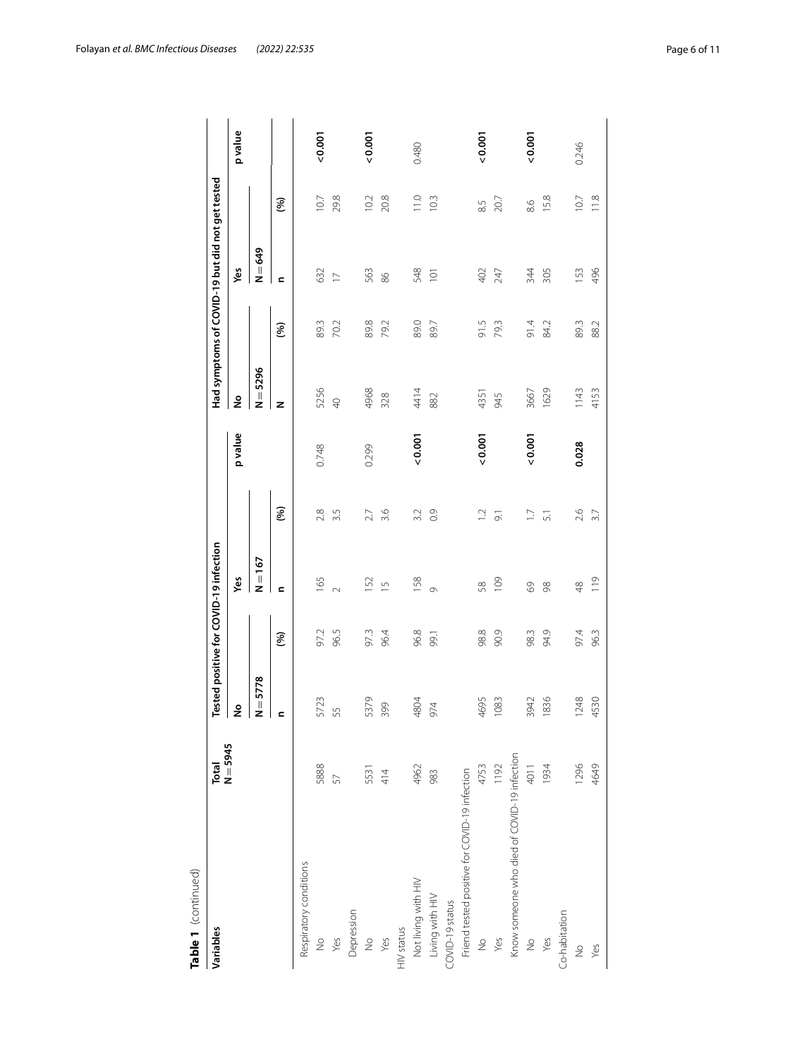**Table 1** (continued)

| Variables | Total N = 5945 | Tested positive for COVID-19 infection | | | | | Had symptoms of COVID-19 but did not get tested | | | | |
|---|---|---|---|---|---|---|---|---|---|---|---|
| | | No | | Yes | | p value | No | | Yes | | p value |
| | | N = 5778 | | N = 167 | | | N = 5296 | | N = 649 | | |
| | | n | (%) | n | (%) | | N | (%) | n | (%) | |
| Respiratory conditions | | | | | | | | | | | |
| No | 5888 | 5723 | 97.2 | 165 | 2.8 | 0.748 | 5256 | 89.3 | 632 | 10.7 | **< 0.001** |
| Yes | 57 | 55 | 96.5 | 2 | 3.5 | | 40 | 70.2 | 17 | 29.8 | |
| Depression | | | | | | | | | | | |
| No | 5531 | 5379 | 97.3 | 152 | 2.7 | 0.299 | 4968 | 89.8 | 563 | 10.2 | **< 0.001** |
| Yes | 414 | 399 | 96.4 | 15 | 3.6 | | 328 | 79.2 | 86 | 20.8 | |
| HIV status | | | | | | | | | | | |
| Not living with HIV | 4962 | 4804 | 96.8 | 158 | 3.2 | **< 0.001** | 4414 | 89.0 | 548 | 11.0 | 0.480 |
| Living with HIV | 983 | 974 | 99.1 | 9 | 0.9 | | 882 | 89.7 | 101 | 10.3 | |
| COVID-19 status | | | | | | | | | | | |
| Friend tested positive for COVID-19 infection | | | | | | | | | | | |
| No | 4753 | 4695 | 98.8 | 58 | 1.2 | **< 0.001** | 4351 | 91.5 | 402 | 8.5 | **< 0.001** |
| Yes | 1192 | 1083 | 90.9 | 109 | 9.1 | | 945 | 79.3 | 247 | 20.7 | |
| Know someone who died of COVID-19 infection | | | | | | | | | | | |
| No | 4011 | 3942 | 98.3 | 69 | 1.7 | **< 0.001** | 3667 | 91.4 | 344 | 8.6 | **< 0.001** |
| Yes | 1934 | 1836 | 94.9 | 98 | 5.1 | | 1629 | 84.2 | 305 | 15.8 | |
| Co-habitation | | | | | | | | | | | |
| No | 1296 | 1248 | 97.4 | 48 | 2.6 | **0.028** | 1143 | 89.3 | 153 | 10.7 | 0.246 |
| Yes | 4649 | 4530 | 96.3 | 119 | 3.7 | | 4153 | 88.2 | 496 | 11.8 | |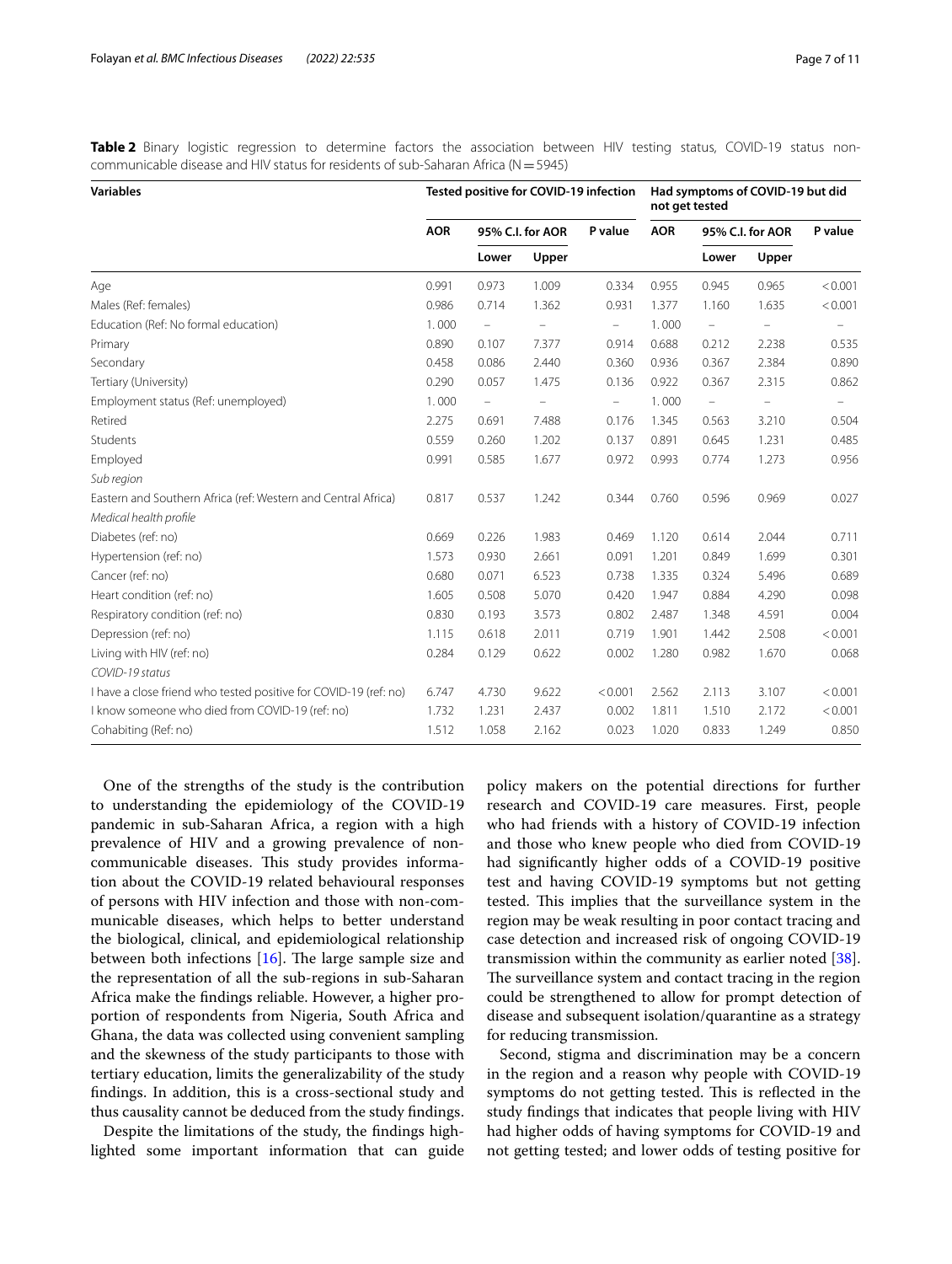**Table 2** Binary logistic regression to determine factors the association between HIV testing status, COVID-19 status non-communicable disease and HIV status for residents of sub-Saharan Africa (N = 5945)

| Variables | Tested positive for COVID-19 infection | | | | Had symptoms of COVID-19 but did not get tested | | | |
|---|---|---|---|---|---|---|---|---|
| | AOR | 95% C.I. for AOR | | P value | AOR | 95% C.I. for AOR | | P value |
| | | Lower | Upper | | | Lower | Upper | |
| Age | 0.991 | 0.973 | 1.009 | 0.334 | 0.955 | 0.945 | 0.965 | < 0.001 |
| Males (Ref: females) | 0.986 | 0.714 | 1.362 | 0.931 | 1.377 | 1.160 | 1.635 | < 0.001 |
| Education (Ref: No formal education) | 1.000 | – | – | – | 1.000 | – | – | – |
| Primary | 0.890 | 0.107 | 7.377 | 0.914 | 0.688 | 0.212 | 2.238 | 0.535 |
| Secondary | 0.458 | 0.086 | 2.440 | 0.360 | 0.936 | 0.367 | 2.384 | 0.890 |
| Tertiary (University) | 0.290 | 0.057 | 1.475 | 0.136 | 0.922 | 0.367 | 2.315 | 0.862 |
| Employment status (Ref: unemployed) | 1.000 | – | – | – | 1.000 | – | – | – |
| Retired | 2.275 | 0.691 | 7.488 | 0.176 | 1.345 | 0.563 | 3.210 | 0.504 |
| Students | 0.559 | 0.260 | 1.202 | 0.137 | 0.891 | 0.645 | 1.231 | 0.485 |
| Employed | 0.991 | 0.585 | 1.677 | 0.972 | 0.993 | 0.774 | 1.273 | 0.956 |
| *Sub region* | | | | | | | | |
| Eastern and Southern Africa (ref: Western and Central Africa) | 0.817 | 0.537 | 1.242 | 0.344 | 0.760 | 0.596 | 0.969 | 0.027 |
| *Medical health profile* | | | | | | | | |
| Diabetes (ref: no) | 0.669 | 0.226 | 1.983 | 0.469 | 1.120 | 0.614 | 2.044 | 0.711 |
| Hypertension (ref: no) | 1.573 | 0.930 | 2.661 | 0.091 | 1.201 | 0.849 | 1.699 | 0.301 |
| Cancer (ref: no) | 0.680 | 0.071 | 6.523 | 0.738 | 1.335 | 0.324 | 5.496 | 0.689 |
| Heart condition (ref: no) | 1.605 | 0.508 | 5.070 | 0.420 | 1.947 | 0.884 | 4.290 | 0.098 |
| Respiratory condition (ref: no) | 0.830 | 0.193 | 3.573 | 0.802 | 2.487 | 1.348 | 4.591 | 0.004 |
| Depression (ref: no) | 1.115 | 0.618 | 2.011 | 0.719 | 1.901 | 1.442 | 2.508 | < 0.001 |
| Living with HIV (ref: no) | 0.284 | 0.129 | 0.622 | 0.002 | 1.280 | 0.982 | 1.670 | 0.068 |
| *COVID-19 status* | | | | | | | | |
| I have a close friend who tested positive for COVID-19 (ref: no) | 6.747 | 4.730 | 9.622 | < 0.001 | 2.562 | 2.113 | 3.107 | < 0.001 |
| I know someone who died from COVID-19 (ref: no) | 1.732 | 1.231 | 2.437 | 0.002 | 1.811 | 1.510 | 2.172 | < 0.001 |
| Cohabiting (Ref: no) | 1.512 | 1.058 | 2.162 | 0.023 | 1.020 | 0.833 | 1.249 | 0.850 |

One of the strengths of the study is the contribution to understanding the epidemiology of the COVID-19 pandemic in sub-Saharan Africa, a region with a high prevalence of HIV and a growing prevalence of non-communicable diseases. This study provides information about the COVID-19 related behavioural responses of persons with HIV infection and those with non-communicable diseases, which helps to better understand the biological, clinical, and epidemiological relationship between both infections [16]. The large sample size and the representation of all the sub-regions in sub-Saharan Africa make the findings reliable. However, a higher proportion of respondents from Nigeria, South Africa and Ghana, the data was collected using convenient sampling and the skewness of the study participants to those with tertiary education, limits the generalizability of the study findings. In addition, this is a cross-sectional study and thus causality cannot be deduced from the study findings.

Despite the limitations of the study, the findings highlighted some important information that can guide policy makers on the potential directions for further research and COVID-19 care measures. First, people who had friends with a history of COVID-19 infection and those who knew people who died from COVID-19 had significantly higher odds of a COVID-19 positive test and having COVID-19 symptoms but not getting tested. This implies that the surveillance system in the region may be weak resulting in poor contact tracing and case detection and increased risk of ongoing COVID-19 transmission within the community as earlier noted [38]. The surveillance system and contact tracing in the region could be strengthened to allow for prompt detection of disease and subsequent isolation/quarantine as a strategy for reducing transmission.

Second, stigma and discrimination may be a concern in the region and a reason why people with COVID-19 symptoms do not getting tested. This is reflected in the study findings that indicates that people living with HIV had higher odds of having symptoms for COVID-19 and not getting tested; and lower odds of testing positive for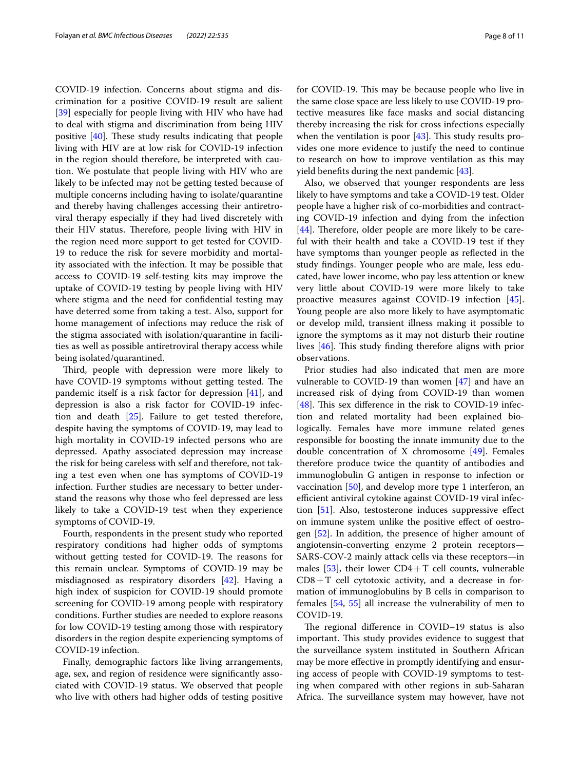COVID-19 infection. Concerns about stigma and discrimination for a positive COVID-19 result are salient [39] especially for people living with HIV who have had to deal with stigma and discrimination from being HIV positive [40]. These study results indicating that people living with HIV are at low risk for COVID-19 infection in the region should therefore, be interpreted with caution. We postulate that people living with HIV who are likely to be infected may not be getting tested because of multiple concerns including having to isolate/quarantine and thereby having challenges accessing their antiretroviral therapy especially if they had lived discretely with their HIV status. Therefore, people living with HIV in the region need more support to get tested for COVID-19 to reduce the risk for severe morbidity and mortality associated with the infection. It may be possible that access to COVID-19 self-testing kits may improve the uptake of COVID-19 testing by people living with HIV where stigma and the need for confidential testing may have deterred some from taking a test. Also, support for home management of infections may reduce the risk of the stigma associated with isolation/quarantine in facilities as well as possible antiretroviral therapy access while being isolated/quarantined.

Third, people with depression were more likely to have COVID-19 symptoms without getting tested. The pandemic itself is a risk factor for depression [41], and depression is also a risk factor for COVID-19 infection and death [25]. Failure to get tested therefore, despite having the symptoms of COVID-19, may lead to high mortality in COVID-19 infected persons who are depressed. Apathy associated depression may increase the risk for being careless with self and therefore, not taking a test even when one has symptoms of COVID-19 infection. Further studies are necessary to better understand the reasons why those who feel depressed are less likely to take a COVID-19 test when they experience symptoms of COVID-19.

Fourth, respondents in the present study who reported respiratory conditions had higher odds of symptoms without getting tested for COVID-19. The reasons for this remain unclear. Symptoms of COVID-19 may be misdiagnosed as respiratory disorders [42]. Having a high index of suspicion for COVID-19 should promote screening for COVID-19 among people with respiratory conditions. Further studies are needed to explore reasons for low COVID-19 testing among those with respiratory disorders in the region despite experiencing symptoms of COVID-19 infection.

Finally, demographic factors like living arrangements, age, sex, and region of residence were significantly associated with COVID-19 status. We observed that people who live with others had higher odds of testing positive for COVID-19. This may be because people who live in the same close space are less likely to use COVID-19 protective measures like face masks and social distancing thereby increasing the risk for cross infections especially when the ventilation is poor [43]. This study results provides one more evidence to justify the need to continue to research on how to improve ventilation as this may yield benefits during the next pandemic [43].

Also, we observed that younger respondents are less likely to have symptoms and take a COVID-19 test. Older people have a higher risk of co-morbidities and contracting COVID-19 infection and dying from the infection [44]. Therefore, older people are more likely to be careful with their health and take a COVID-19 test if they have symptoms than younger people as reflected in the study findings. Younger people who are male, less educated, have lower income, who pay less attention or knew very little about COVID-19 were more likely to take proactive measures against COVID-19 infection [45]. Young people are also more likely to have asymptomatic or develop mild, transient illness making it possible to ignore the symptoms as it may not disturb their routine lives [46]. This study finding therefore aligns with prior observations.

Prior studies had also indicated that men are more vulnerable to COVID-19 than women [47] and have an increased risk of dying from COVID-19 than women [48]. This sex difference in the risk to COVID-19 infection and related mortality had been explained biologically. Females have more immune related genes responsible for boosting the innate immunity due to the double concentration of X chromosome [49]. Females therefore produce twice the quantity of antibodies and immunoglobulin G antigen in response to infection or vaccination [50], and develop more type 1 interferon, an efficient antiviral cytokine against COVID-19 viral infection [51]. Also, testosterone induces suppressive effect on immune system unlike the positive effect of oestrogen [52]. In addition, the presence of higher amount of angiotensin-converting enzyme 2 protein receptors—SARS-COV-2 mainly attack cells via these receptors—in males [53], their lower CD4+T cell counts, vulnerable CD8+T cell cytotoxic activity, and a decrease in formation of immunoglobulins by B cells in comparison to females [54, 55] all increase the vulnerability of men to COVID-19.

The regional difference in COVID–19 status is also important. This study provides evidence to suggest that the surveillance system instituted in Southern African may be more effective in promptly identifying and ensuring access of people with COVID-19 symptoms to testing when compared with other regions in sub-Saharan Africa. The surveillance system may however, have not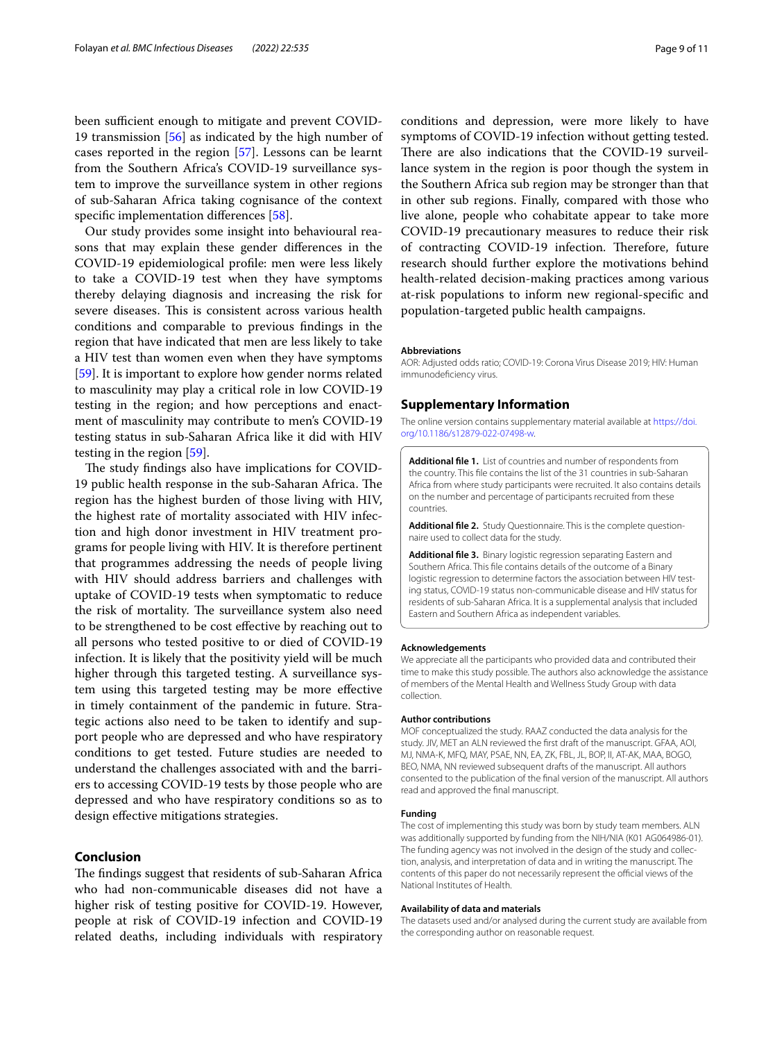been sufficient enough to mitigate and prevent COVID-19 transmission [56] as indicated by the high number of cases reported in the region [57]. Lessons can be learnt from the Southern Africa's COVID-19 surveillance system to improve the surveillance system in other regions of sub-Saharan Africa taking cognisance of the context specific implementation differences [58].

Our study provides some insight into behavioural reasons that may explain these gender differences in the COVID-19 epidemiological profile: men were less likely to take a COVID-19 test when they have symptoms thereby delaying diagnosis and increasing the risk for severe diseases. This is consistent across various health conditions and comparable to previous findings in the region that have indicated that men are less likely to take a HIV test than women even when they have symptoms [59]. It is important to explore how gender norms related to masculinity may play a critical role in low COVID-19 testing in the region; and how perceptions and enactment of masculinity may contribute to men's COVID-19 testing status in sub-Saharan Africa like it did with HIV testing in the region [59].

The study findings also have implications for COVID-19 public health response in the sub-Saharan Africa. The region has the highest burden of those living with HIV, the highest rate of mortality associated with HIV infection and high donor investment in HIV treatment programs for people living with HIV. It is therefore pertinent that programmes addressing the needs of people living with HIV should address barriers and challenges with uptake of COVID-19 tests when symptomatic to reduce the risk of mortality. The surveillance system also need to be strengthened to be cost effective by reaching out to all persons who tested positive to or died of COVID-19 infection. It is likely that the positivity yield will be much higher through this targeted testing. A surveillance system using this targeted testing may be more effective in timely containment of the pandemic in future. Strategic actions also need to be taken to identify and support people who are depressed and who have respiratory conditions to get tested. Future studies are needed to understand the challenges associated with and the barriers to accessing COVID-19 tests by those people who are depressed and who have respiratory conditions so as to design effective mitigations strategies.

## Conclusion

The findings suggest that residents of sub-Saharan Africa who had non-communicable diseases did not have a higher risk of testing positive for COVID-19. However, people at risk of COVID-19 infection and COVID-19 related deaths, including individuals with respiratory conditions and depression, were more likely to have symptoms of COVID-19 infection without getting tested. There are also indications that the COVID-19 surveillance system in the region is poor though the system in the Southern Africa sub region may be stronger than that in other sub regions. Finally, compared with those who live alone, people who cohabitate appear to take more COVID-19 precautionary measures to reduce their risk of contracting COVID-19 infection. Therefore, future research should further explore the motivations behind health-related decision-making practices among various at-risk populations to inform new regional-specific and population-targeted public health campaigns.

### Abbreviations

AOR: Adjusted odds ratio; COVID-19: Corona Virus Disease 2019; HIV: Human immunodeficiency virus.

## Supplementary Information

The online version contains supplementary material available at https://doi.org/10.1186/s12879-022-07498-w.

**Additional file 1.** List of countries and number of respondents from the country. This file contains the list of the 31 countries in sub-Saharan Africa from where study participants were recruited. It also contains details on the number and percentage of participants recruited from these countries.

**Additional file 2.** Study Questionnaire. This is the complete questionnaire used to collect data for the study.

**Additional file 3.** Binary logistic regression separating Eastern and Southern Africa. This file contains details of the outcome of a Binary logistic regression to determine factors the association between HIV testing status, COVID-19 status non-communicable disease and HIV status for residents of sub-Saharan Africa. It is a supplemental analysis that included Eastern and Southern Africa as independent variables.

### Acknowledgements

We appreciate all the participants who provided data and contributed their time to make this study possible. The authors also acknowledge the assistance of members of the Mental Health and Wellness Study Group with data collection.

### Author contributions

MOF conceptualized the study. RAAZ conducted the data analysis for the study. JIV, MET an ALN reviewed the first draft of the manuscript. GFAA, AOI, MJ, NMA-K, MFQ, MAY, PSAE, NN, EA, ZK, FBL, JL, BOP, II, AT-AK, MAA, BOGO, BEO, NMA, NN reviewed subsequent drafts of the manuscript. All authors consented to the publication of the final version of the manuscript. All authors read and approved the final manuscript.

### Funding

The cost of implementing this study was born by study team members. ALN was additionally supported by funding from the NIH/NIA (K01 AG064986-01). The funding agency was not involved in the design of the study and collection, analysis, and interpretation of data and in writing the manuscript. The contents of this paper do not necessarily represent the official views of the National Institutes of Health.

### Availability of data and materials

The datasets used and/or analysed during the current study are available from the corresponding author on reasonable request.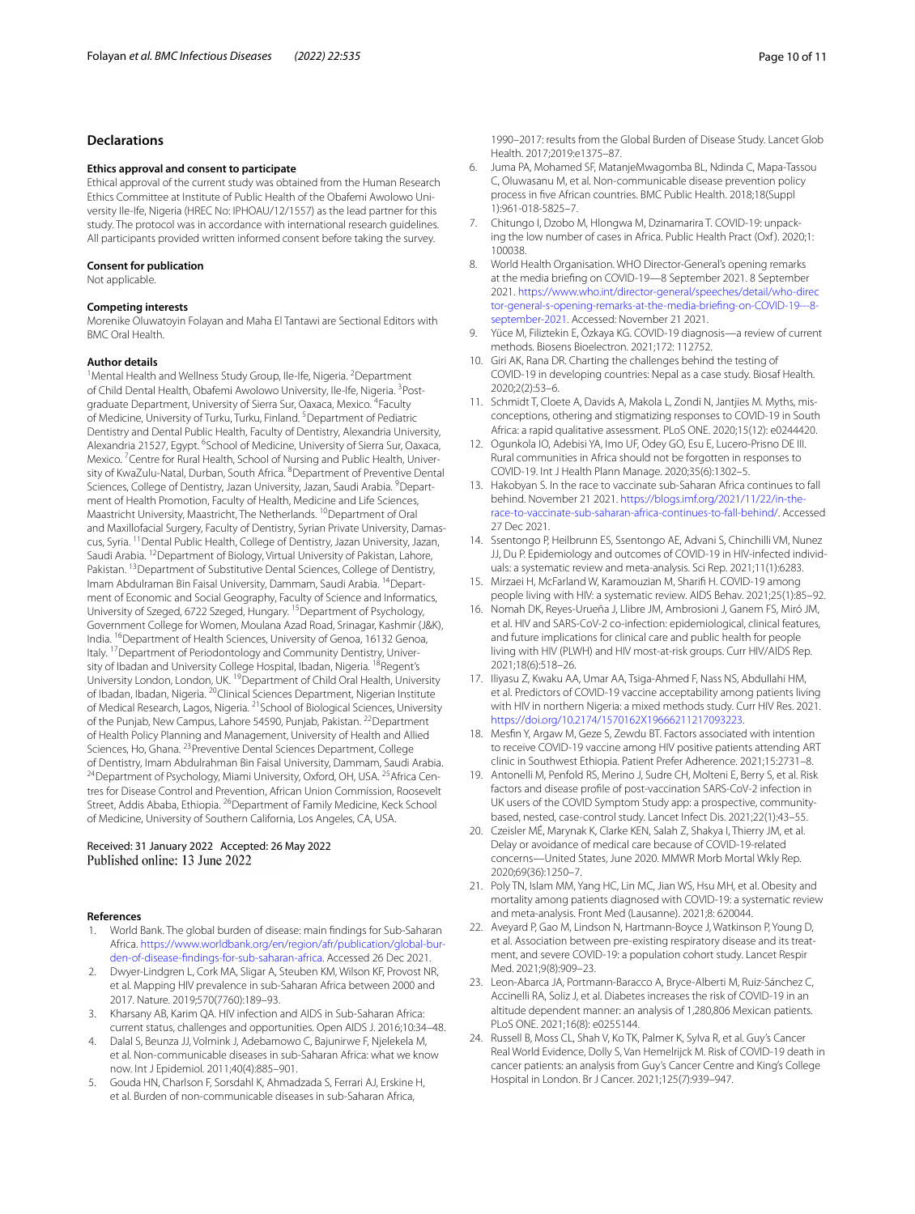## Declarations

### Ethics approval and consent to participate

Ethical approval of the current study was obtained from the Human Research Ethics Committee at Institute of Public Health of the Obafemi Awolowo University Ile-Ife, Nigeria (HREC No: IPHOAU/12/1557) as the lead partner for this study. The protocol was in accordance with international research guidelines. All participants provided written informed consent before taking the survey.

### Consent for publication

Not applicable.

### Competing interests

Morenike Oluwatoyin Folayan and Maha El Tantawi are Sectional Editors with BMC Oral Health.

### Author details

[1]Mental Health and Wellness Study Group, Ile-Ife, Nigeria. [2]Department of Child Dental Health, Obafemi Awolowo University, Ile-Ife, Nigeria. [3]Postgraduate Department, University of Sierra Sur, Oaxaca, Mexico. [4]Faculty of Medicine, University of Turku, Turku, Finland. [5]Department of Pediatric Dentistry and Dental Public Health, Faculty of Dentistry, Alexandria University, Alexandria 21527, Egypt. [6]School of Medicine, University of Sierra Sur, Oaxaca, Mexico. [7]Centre for Rural Health, School of Nursing and Public Health, University of KwaZulu-Natal, Durban, South Africa. [8]Department of Preventive Dental Sciences, College of Dentistry, Jazan University, Jazan, Saudi Arabia. [9]Department of Health Promotion, Faculty of Health, Medicine and Life Sciences, Maastricht University, Maastricht, The Netherlands. [10]Department of Oral and Maxillofacial Surgery, Faculty of Dentistry, Syrian Private University, Damascus, Syria. [11]Dental Public Health, College of Dentistry, Jazan University, Jazan, Saudi Arabia. [12]Department of Biology, Virtual University of Pakistan, Lahore, Pakistan. [13]Department of Substitutive Dental Sciences, College of Dentistry, Imam Abdulraman Bin Faisal University, Dammam, Saudi Arabia. [14]Department of Economic and Social Geography, Faculty of Science and Informatics, University of Szeged, 6722 Szeged, Hungary. [15]Department of Psychology, Government College for Women, Moulana Azad Road, Srinagar, Kashmir (J&K), India. [16]Department of Health Sciences, University of Genoa, 16132 Genoa, Italy. [17]Department of Periodontology and Community Dentistry, University of Ibadan and University College Hospital, Ibadan, Nigeria. [18]Regent's University London, London, UK. [19]Department of Child Oral Health, University of Ibadan, Ibadan, Nigeria. [20]Clinical Sciences Department, Nigerian Institute of Medical Research, Lagos, Nigeria. [21]School of Biological Sciences, University of the Punjab, New Campus, Lahore 54590, Punjab, Pakistan. [22]Department of Health Policy Planning and Management, University of Health and Allied Sciences, Ho, Ghana. [23]Preventive Dental Sciences Department, College of Dentistry, Imam Abdulrahman Bin Faisal University, Dammam, Saudi Arabia. [24]Department of Psychology, Miami University, Oxford, OH, USA. [25]Africa Centres for Disease Control and Prevention, African Union Commission, Roosevelt Street, Addis Ababa, Ethiopia. [26]Department of Family Medicine, Keck School of Medicine, University of Southern California, Los Angeles, CA, USA.

Received: 31 January 2022 Accepted: 26 May 2022
Published online: 13 June 2022

## References

1. World Bank. The global burden of disease: main findings for Sub-Saharan Africa. https://www.worldbank.org/en/region/afr/publication/global-burden-of-disease-findings-for-sub-saharan-africa. Accessed 26 Dec 2021.
2. Dwyer-Lindgren L, Cork MA, Sligar A, Steuben KM, Wilson KF, Provost NR, et al. Mapping HIV prevalence in sub-Saharan Africa between 2000 and 2017. Nature. 2019;570(7760):189–93.
3. Kharsany AB, Karim QA. HIV infection and AIDS in Sub-Saharan Africa: current status, challenges and opportunities. Open AIDS J. 2016;10:34–48.
4. Dalal S, Beunza JJ, Volmink J, Adebamowo C, Bajunirwe F, Njelekela M, et al. Non-communicable diseases in sub-Saharan Africa: what we know now. Int J Epidemiol. 2011;40(4):885–901.
5. Gouda HN, Charlson F, Sorsdahl K, Ahmadzada S, Ferrari AJ, Erskine H, et al. Burden of non-communicable diseases in sub-Saharan Africa, 1990–2017: results from the Global Burden of Disease Study. Lancet Glob Health. 2017;2019:e1375–87.
6. Juma PA, Mohamed SF, MatanjeMwagomba BL, Ndinda C, Mapa-Tassou C, Oluwasanu M, et al. Non-communicable disease prevention policy process in five African countries. BMC Public Health. 2018;18(Suppl 1):961-018-5825–7.
7. Chitungo I, Dzobo M, Hlongwa M, Dzinamarira T. COVID-19: unpacking the low number of cases in Africa. Public Health Pract (Oxf). 2020;1: 100038.
8. World Health Organisation. WHO Director-General's opening remarks at the media briefing on COVID-19—8 September 2021. 8 September 2021. https://www.who.int/director-general/speeches/detail/who-director-general-s-opening-remarks-at-the-media-briefing-on-COVID-19---8-september-2021. Accessed: November 21 2021.
9. Yüce M, Filiztekin E, Özkaya KG. COVID-19 diagnosis—a review of current methods. Biosens Bioelectron. 2021;172: 112752.
10. Giri AK, Rana DR. Charting the challenges behind the testing of COVID-19 in developing countries: Nepal as a case study. Biosaf Health. 2020;2(2):53–6.
11. Schmidt T, Cloete A, Davids A, Makola L, Zondi N, Jantjies M. Myths, misconceptions, othering and stigmatizing responses to COVID-19 in South Africa: a rapid qualitative assessment. PLoS ONE. 2020;15(12): e0244420.
12. Ogunkola IO, Adebisi YA, Imo UF, Odey GO, Esu E, Lucero-Prisno DE III. Rural communities in Africa should not be forgotten in responses to COVID-19. Int J Health Plann Manage. 2020;35(6):1302–5.
13. Hakobyan S. In the race to vaccinate sub-Saharan Africa continues to fall behind. November 21 2021. https://blogs.imf.org/2021/11/22/in-the-race-to-vaccinate-sub-saharan-africa-continues-to-fall-behind/. Accessed 27 Dec 2021.
14. Ssentongo P, Heilbrunn ES, Ssentongo AE, Advani S, Chinchilli VM, Nunez JJ, Du P. Epidemiology and outcomes of COVID-19 in HIV-infected individuals: a systematic review and meta-analysis. Sci Rep. 2021;11(1):6283.
15. Mirzaei H, McFarland W, Karamouzian M, Sharifi H. COVID-19 among people living with HIV: a systematic review. AIDS Behav. 2021;25(1):85–92.
16. Nomah DK, Reyes-Urueña J, Llibre JM, Ambrosioni J, Ganem FS, Miró JM, et al. HIV and SARS-CoV-2 co-infection: epidemiological, clinical features, and future implications for clinical care and public health for people living with HIV (PLWH) and HIV most-at-risk groups. Curr HIV/AIDS Rep. 2021;18(6):518–26.
17. Iliyasu Z, Kwaku AA, Umar AA, Tsiga-Ahmed F, Nass NS, Abdullahi HM, et al. Predictors of COVID-19 vaccine acceptability among patients living with HIV in northern Nigeria: a mixed methods study. Curr HIV Res. 2021. https://doi.org/10.2174/1570162X19666211217093223.
18. Mesfin Y, Argaw M, Geze S, Zewdu BT. Factors associated with intention to receive COVID-19 vaccine among HIV positive patients attending ART clinic in Southwest Ethiopia. Patient Prefer Adherence. 2021;15:2731–8.
19. Antonelli M, Penfold RS, Merino J, Sudre CH, Molteni E, Berry S, et al. Risk factors and disease profile of post-vaccination SARS-CoV-2 infection in UK users of the COVID Symptom Study app: a prospective, community-based, nested, case-control study. Lancet Infect Dis. 2021;22(1):43–55.
20. Czeisler MÉ, Marynak K, Clarke KEN, Salah Z, Shakya I, Thierry JM, et al. Delay or avoidance of medical care because of COVID-19-related concerns—United States, June 2020. MMWR Morb Mortal Wkly Rep. 2020;69(36):1250–7.
21. Poly TN, Islam MM, Yang HC, Lin MC, Jian WS, Hsu MH, et al. Obesity and mortality among patients diagnosed with COVID-19: a systematic review and meta-analysis. Front Med (Lausanne). 2021;8: 620044.
22. Aveyard P, Gao M, Lindson N, Hartmann-Boyce J, Watkinson P, Young D, et al. Association between pre-existing respiratory disease and its treatment, and severe COVID-19: a population cohort study. Lancet Respir Med. 2021;9(8):909–23.
23. Leon-Abarca JA, Portmann-Baracco A, Bryce-Alberti M, Ruiz-Sánchez C, Accinelli RA, Soliz J, et al. Diabetes increases the risk of COVID-19 in an altitude dependent manner: an analysis of 1,280,806 Mexican patients. PLoS ONE. 2021;16(8): e0255144.
24. Russell B, Moss CL, Shah V, Ko TK, Palmer K, Sylva R, et al. Guy's Cancer Real World Evidence, Dolly S, Van Hemelrijck M. Risk of COVID-19 death in cancer patients: an analysis from Guy's Cancer Centre and King's College Hospital in London. Br J Cancer. 2021;125(7):939–947.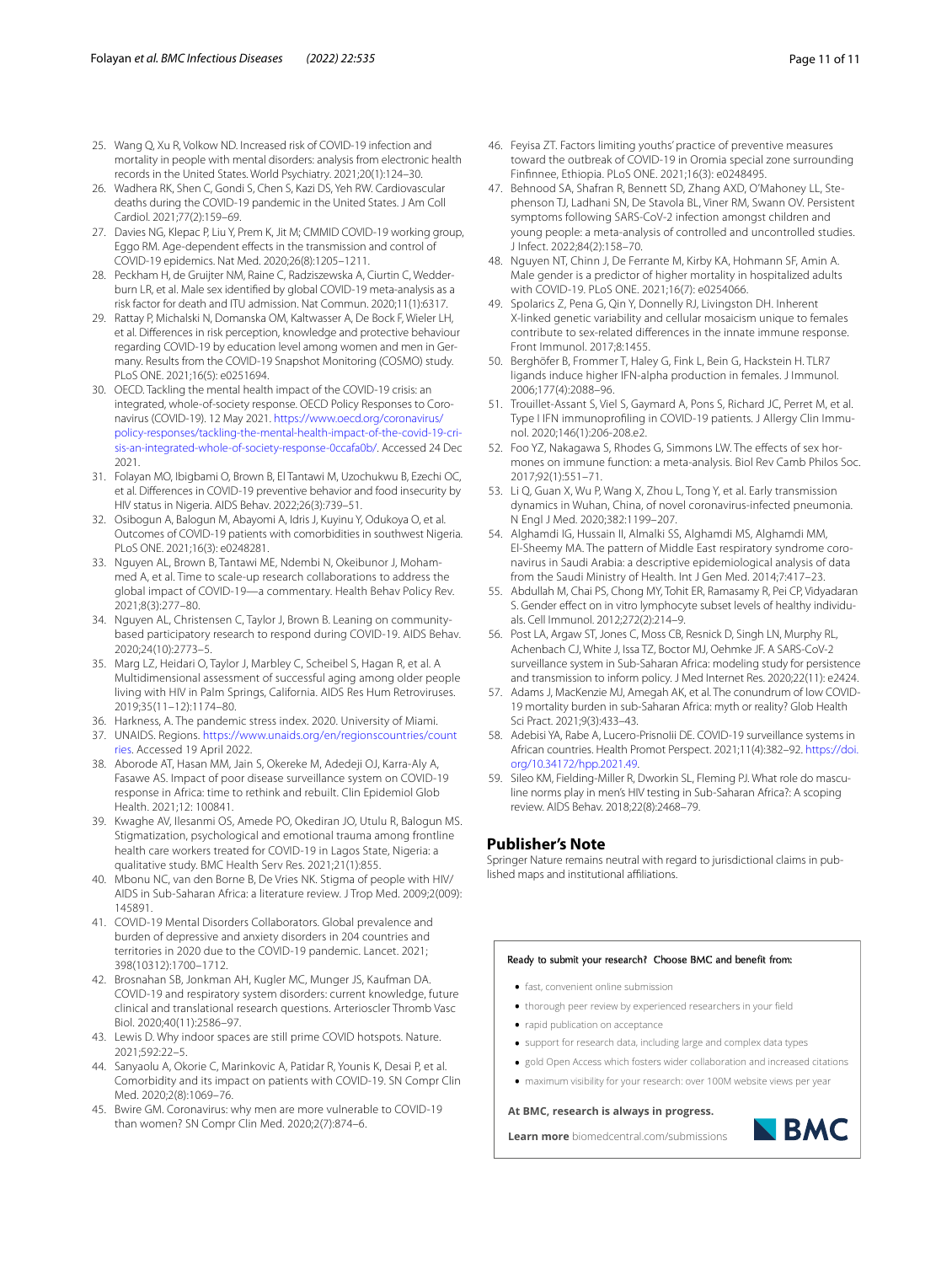25. Wang Q, Xu R, Volkow ND. Increased risk of COVID-19 infection and mortality in people with mental disorders: analysis from electronic health records in the United States. World Psychiatry. 2021;20(1):124–30.
26. Wadhera RK, Shen C, Gondi S, Chen S, Kazi DS, Yeh RW. Cardiovascular deaths during the COVID-19 pandemic in the United States. J Am Coll Cardiol. 2021;77(2):159–69.
27. Davies NG, Klepac P, Liu Y, Prem K, Jit M; CMMID COVID-19 working group, Eggo RM. Age-dependent effects in the transmission and control of COVID-19 epidemics. Nat Med. 2020;26(8):1205–1211.
28. Peckham H, de Gruijter NM, Raine C, Radziszewska A, Ciurtin C, Wedderburn LR, et al. Male sex identified by global COVID-19 meta-analysis as a risk factor for death and ITU admission. Nat Commun. 2020;11(1):6317.
29. Rattay P, Michalski N, Domanska OM, Kaltwasser A, De Bock F, Wieler LH, et al. Differences in risk perception, knowledge and protective behaviour regarding COVID-19 by education level among women and men in Germany. Results from the COVID-19 Snapshot Monitoring (COSMO) study. PLoS ONE. 2021;16(5): e0251694.
30. OECD. Tackling the mental health impact of the COVID-19 crisis: an integrated, whole-of-society response. OECD Policy Responses to Coronavirus (COVID-19). 12 May 2021. https://www.oecd.org/coronavirus/policy-responses/tackling-the-mental-health-impact-of-the-covid-19-crisis-an-integrated-whole-of-society-response-0ccafa0b/. Accessed 24 Dec 2021.
31. Folayan MO, Ibigbami O, Brown B, El Tantawi M, Uzochukwu B, Ezechi OC, et al. Differences in COVID-19 preventive behavior and food insecurity by HIV status in Nigeria. AIDS Behav. 2022;26(3):739–51.
32. Osibogun A, Balogun M, Abayomi A, Idris J, Kuyinu Y, Odukoya O, et al. Outcomes of COVID-19 patients with comorbidities in southwest Nigeria. PLoS ONE. 2021;16(3): e0248281.
33. Nguyen AL, Brown B, Tantawi ME, Ndembi N, Okeibunor J, Mohammed A, et al. Time to scale-up research collaborations to address the global impact of COVID-19—a commentary. Health Behav Policy Rev. 2021;8(3):277–80.
34. Nguyen AL, Christensen C, Taylor J, Brown B. Leaning on community-based participatory research to respond during COVID-19. AIDS Behav. 2020;24(10):2773–5.
35. Marg LZ, Heidari O, Taylor J, Marbley C, Scheibel S, Hagan R, et al. A Multidimensional assessment of successful aging among older people living with HIV in Palm Springs, California. AIDS Res Hum Retroviruses. 2019;35(11–12):1174–80.
36. Harkness, A. The pandemic stress index. 2020. University of Miami.
37. UNAIDS. Regions. https://www.unaids.org/en/regionscountries/countries. Accessed 19 April 2022.
38. Aborode AT, Hasan MM, Jain S, Okereke M, Adedeji OJ, Karra-Aly A, Fasawe AS. Impact of poor disease surveillance system on COVID-19 response in Africa: time to rethink and rebuilt. Clin Epidemiol Glob Health. 2021;12: 100841.
39. Kwaghe AV, Ilesanmi OS, Amede PO, Okediran JO, Utulu R, Balogun MS. Stigmatization, psychological and emotional trauma among frontline health care workers treated for COVID-19 in Lagos State, Nigeria: a qualitative study. BMC Health Serv Res. 2021;21(1):855.
40. Mbonu NC, van den Borne B, De Vries NK. Stigma of people with HIV/AIDS in Sub-Saharan Africa: a literature review. J Trop Med. 2009;2(009): 145891.
41. COVID-19 Mental Disorders Collaborators. Global prevalence and burden of depressive and anxiety disorders in 204 countries and territories in 2020 due to the COVID-19 pandemic. Lancet. 2021; 398(10312):1700–1712.
42. Brosnahan SB, Jonkman AH, Kugler MC, Munger JS, Kaufman DA. COVID-19 and respiratory system disorders: current knowledge, future clinical and translational research questions. Arterioscler Thromb Vasc Biol. 2020;40(11):2586–97.
43. Lewis D. Why indoor spaces are still prime COVID hotspots. Nature. 2021;592:22–5.
44. Sanyaolu A, Okorie C, Marinkovic A, Patidar R, Younis K, Desai P, et al. Comorbidity and its impact on patients with COVID-19. SN Compr Clin Med. 2020;2(8):1069–76.
45. Bwire GM. Coronavirus: why men are more vulnerable to COVID-19 than women? SN Compr Clin Med. 2020;2(7):874–6.
46. Feyisa ZT. Factors limiting youths' practice of preventive measures toward the outbreak of COVID-19 in Oromia special zone surrounding Finfinnee, Ethiopia. PLoS ONE. 2021;16(3): e0248495.
47. Behnood SA, Shafran R, Bennett SD, Zhang AXD, O'Mahoney LL, Stephenson TJ, Ladhani SN, De Stavola BL, Viner RM, Swann OV. Persistent symptoms following SARS-CoV-2 infection amongst children and young people: a meta-analysis of controlled and uncontrolled studies. J Infect. 2022;84(2):158–70.
48. Nguyen NT, Chinn J, De Ferrante M, Kirby KA, Hohmann SF, Amin A. Male gender is a predictor of higher mortality in hospitalized adults with COVID-19. PLoS ONE. 2021;16(7): e0254066.
49. Spolarics Z, Pena G, Qin Y, Donnelly RJ, Livingston DH. Inherent X-linked genetic variability and cellular mosaicism unique to females contribute to sex-related differences in the innate immune response. Front Immunol. 2017;8:1455.
50. Berghöfer B, Frommer T, Haley G, Fink L, Bein G, Hackstein H. TLR7 ligands induce higher IFN-alpha production in females. J Immunol. 2006;177(4):2088–96.
51. Trouillet-Assant S, Viel S, Gaymard A, Pons S, Richard JC, Perret M, et al. Type I IFN immunoprofiling in COVID-19 patients. J Allergy Clin Immunol. 2020;146(1):206-208.e2.
52. Foo YZ, Nakagawa S, Rhodes G, Simmons LW. The effects of sex hormones on immune function: a meta-analysis. Biol Rev Camb Philos Soc. 2017;92(1):551–71.
53. Li Q, Guan X, Wu P, Wang X, Zhou L, Tong Y, et al. Early transmission dynamics in Wuhan, China, of novel coronavirus-infected pneumonia. N Engl J Med. 2020;382:1199–207.
54. Alghamdi IG, Hussain II, Almalki SS, Alghamdi MS, Alghamdi MM, El-Sheemy MA. The pattern of Middle East respiratory syndrome coronavirus in Saudi Arabia: a descriptive epidemiological analysis of data from the Saudi Ministry of Health. Int J Gen Med. 2014;7:417–23.
55. Abdullah M, Chai PS, Chong MY, Tohit ER, Ramasamy R, Pei CP, Vidyadaran S. Gender effect on in vitro lymphocyte subset levels of healthy individuals. Cell Immunol. 2012;272(2):214–9.
56. Post LA, Argaw ST, Jones C, Moss CB, Resnick D, Singh LN, Murphy RL, Achenbach CJ, White J, Issa TZ, Boctor MJ, Oehmke JF. A SARS-CoV-2 surveillance system in Sub-Saharan Africa: modeling study for persistence and transmission to inform policy. J Med Internet Res. 2020;22(11): e2424.
57. Adams J, MacKenzie MJ, Amegah AK, et al. The conundrum of low COVID-19 mortality burden in sub-Saharan Africa: myth or reality? Glob Health Sci Pract. 2021;9(3):433–43.
58. Adebisi YA, Rabe A, Lucero-Prisnolii DE. COVID-19 surveillance systems in African countries. Health Promot Perspect. 2021;11(4):382–92. https://doi.org/10.34172/hpp.2021.49.
59. Sileo KM, Fielding-Miller R, Dworkin SL, Fleming PJ. What role do masculine norms play in men's HIV testing in Sub-Saharan Africa?: A scoping review. AIDS Behav. 2018;22(8):2468–79.

## Publisher's Note

Springer Nature remains neutral with regard to jurisdictional claims in published maps and institutional affiliations.

Ready to submit your research? Choose BMC and benefit from:

- fast, convenient online submission
- thorough peer review by experienced researchers in your field
- rapid publication on acceptance
- support for research data, including large and complex data types
- gold Open Access which fosters wider collaboration and increased citations
- maximum visibility for your research: over 100M website views per year

**At BMC, research is always in progress.**

**Learn more** biomedcentral.com/submissions

BMC